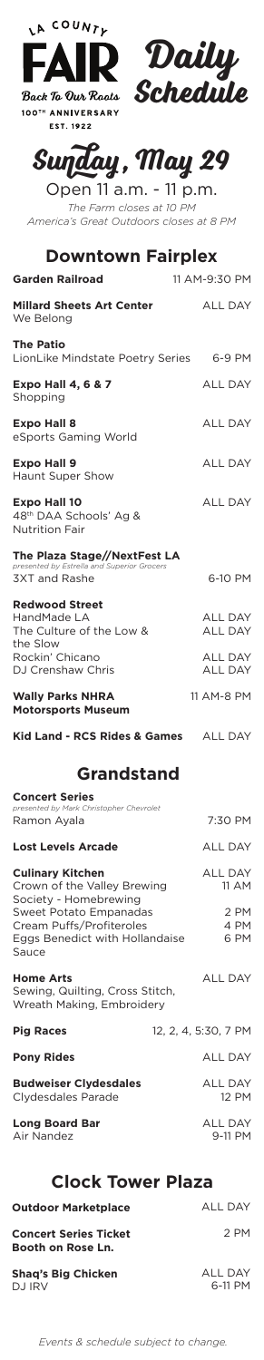LA COUNTY FAIR

Back To Our Roots

100TH ANNIVERSARY

EST. 1922

Daily Schedule

# Sunday, May 29

Open 11 a.m. - 11 p.m.

*The Farm closes at 10 PM*

*America's Great Outdoors closes at 8 PM*

## Downtown Fairplex

| | |
|---|---|
| **Garden Railroad** | 11 AM-9:30 PM |
| **Millard Sheets Art Center** | |
| We Belong | ALL DAY |
| **The Patio** | |
| LionLike Mindstate Poetry Series | 6-9 PM |
| **Expo Hall 4, 6 & 7** | |
| Shopping | ALL DAY |
| **Expo Hall 8** | |
| eSports Gaming World | ALL DAY |
| **Expo Hall 9** | |
| Haunt Super Show | ALL DAY |
| **Expo Hall 10** | |
| 48th DAA Schools' Ag & Nutrition Fair | ALL DAY |
| **The Plaza Stage//NextFest LA** *presented by Estrella and Superior Grocers* | |
| 3XT and Rashe | 6-10 PM |
| **Redwood Street** | |
| HandMade LA | ALL DAY |
| The Culture of the Low & the Slow | ALL DAY |
| Rockin' Chicano | ALL DAY |
| DJ Crenshaw Chris | ALL DAY |
| **Wally Parks NHRA Motorsports Museum** | 11 AM-8 PM |
| **Kid Land - RCS Rides & Games** | ALL DAY |

## Grandstand

| | |
|---|---|
| **Concert Series** *presented by Mark Christopher Chevrolet* | |
| Ramon Ayala | 7:30 PM |
| **Lost Levels Arcade** | ALL DAY |
| **Culinary Kitchen** | ALL DAY |
| Crown of the Valley Brewing Society - Homebrewing | 11 AM |
| Sweet Potato Empanadas | 2 PM |
| Cream Puffs/Profiteroles | 4 PM |
| Eggs Benedict with Hollandaise Sauce | 6 PM |
| **Home Arts** | |
| Sewing, Quilting, Cross Stitch, Wreath Making, Embroidery | ALL DAY |
| **Pig Races** | 12, 2, 4, 5:30, 7 PM |
| **Pony Rides** | ALL DAY |
| **Budweiser Clydesdales** | ALL DAY |
| Clydesdales Parade | 12 PM |
| **Long Board Bar** | ALL DAY |
| Air Nandez | 9-11 PM |

## Clock Tower Plaza

| | |
|---|---|
| **Outdoor Marketplace** | ALL DAY |
| **Concert Series Ticket Booth on Rose Ln.** | 2 PM |
| **Shaq's Big Chicken** | ALL DAY |
| DJ IRV | 6-11 PM |

*Events & schedule subject to change.*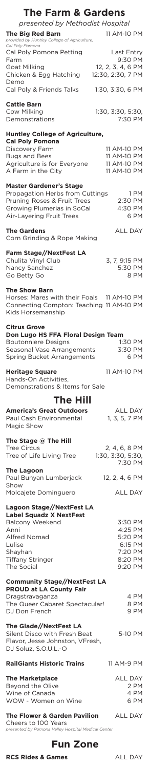# The Farm & Gardens

*presented by Methodist Hospital*

**The Big Red Barn** 11 AM-10 PM
*provided by Huntley College of Agriculture, Cal Poly Pomona*

| | |
|---|---|
| Cal Poly Pomona Petting Farm | Last Entry 9:30 PM |
| Goat Milking | 12, 2, 3, 4, 6 PM |
| Chicken & Egg Hatching Demo | 12:30, 2:30, 7 PM |
| Cal Poly & Friends Talks | 1:30, 3:30, 6 PM |

**Cattle Barn**

| | |
|---|---|
| Cow Milking Demonstrations | 1:30, 3:30, 5:30, 7:30 PM |

**Huntley College of Agriculture, Cal Poly Pomona**

| | |
|---|---|
| Discovery Farm | 11 AM-10 PM |
| Bugs and Bees | 11 AM-10 PM |
| Agriculture is for Everyone | 11 AM-10 PM |
| A Farm in the City | 11 AM-10 PM |

**Master Gardener's Stage**

| | |
|---|---|
| Propagation Herbs from Cuttings | 1 PM |
| Pruning Roses & Fruit Trees | 2:30 PM |
| Growing Plumerias in SoCal | 4:30 PM |
| Air-Layering Fruit Trees | 6 PM |

**The Gardens** ALL DAY
Corn Grinding & Rope Making

**Farm Stage//NextFest LA**

| | |
|---|---|
| Chulita Vinyl Club | 3, 7, 9:15 PM |
| Nancy Sanchez | 5:30 PM |
| Go Betty Go | 8 PM |

**The Show Barn**

| | |
|---|---|
| Horses: Mares with their Foals | 11 AM-10 PM |
| Connecting Compton: Teaching Kids Horsemanship | 11 AM-10 PM |

**Citrus Grove**
**Don Lugo HS FFA Floral Design Team**

| | |
|---|---|
| Boutonniere Designs | 1:30 PM |
| Seasonal Vase Arrangements | 3:30 PM |
| Spring Bucket Arrangements | 6 PM |

**Heritage Square** 11 AM-10 PM
Hands-On Activities, Demonstrations & Items for Sale

# The Hill

**America's Great Outdoors** ALL DAY

| | |
|---|---|
| Paul Cash Environmental Magic Show | 1, 3, 5, 7 PM |

**The Stage @ The Hill**

| | |
|---|---|
| Tree Circus | 2, 4, 6, 8 PM |
| Tree of Life Living Tree | 1:30, 3:30, 5:30, 7:30 PM |

**The Lagoon**

| | |
|---|---|
| Paul Bunyan Lumberjack Show | 12, 2, 4, 6 PM |
| Molcajete Dominguero | ALL DAY |

**Lagoon Stage//NextFest LA**
**Label Squadz X NextFest**

| | |
|---|---|
| Balcony Weekend | 3:30 PM |
| Anni | 4:25 PM |
| Alfred Nomad | 5:20 PM |
| Lulise | 6:15 PM |
| Shayhan | 7:20 PM |
| Tiffany Stringer | 8:20 PM |
| The Social | 9:20 PM |

**Community Stage//NextFest LA**
**PROUD at LA County Fair**

| | |
|---|---|
| Dragstravaganza | 4 PM |
| The Queer Cabaret Spectacular! | 8 PM |
| DJ Don French | 9 PM |

**The Glade//NextFest LA**

| | |
|---|---|
| Silent Disco with Fresh Beat Flavor, Jesse Johnston, VFresh, DJ Soluz, S.O.U.L.-O | 5-10 PM |

**RailGiants Historic Trains** 11 AM-9 PM

**The Marketplace** ALL DAY

| | |
|---|---|
| Beyond the Olive | 2 PM |
| Wine of Canada | 4 PM |
| WOW - Women on Wine | 6 PM |

**The Flower & Garden Pavilion** ALL DAY
Cheers to 100 Years
*presented by Pomona Valley Hospital Medical Center*

# Fun Zone

**RCS Rides & Games** ALL DAY